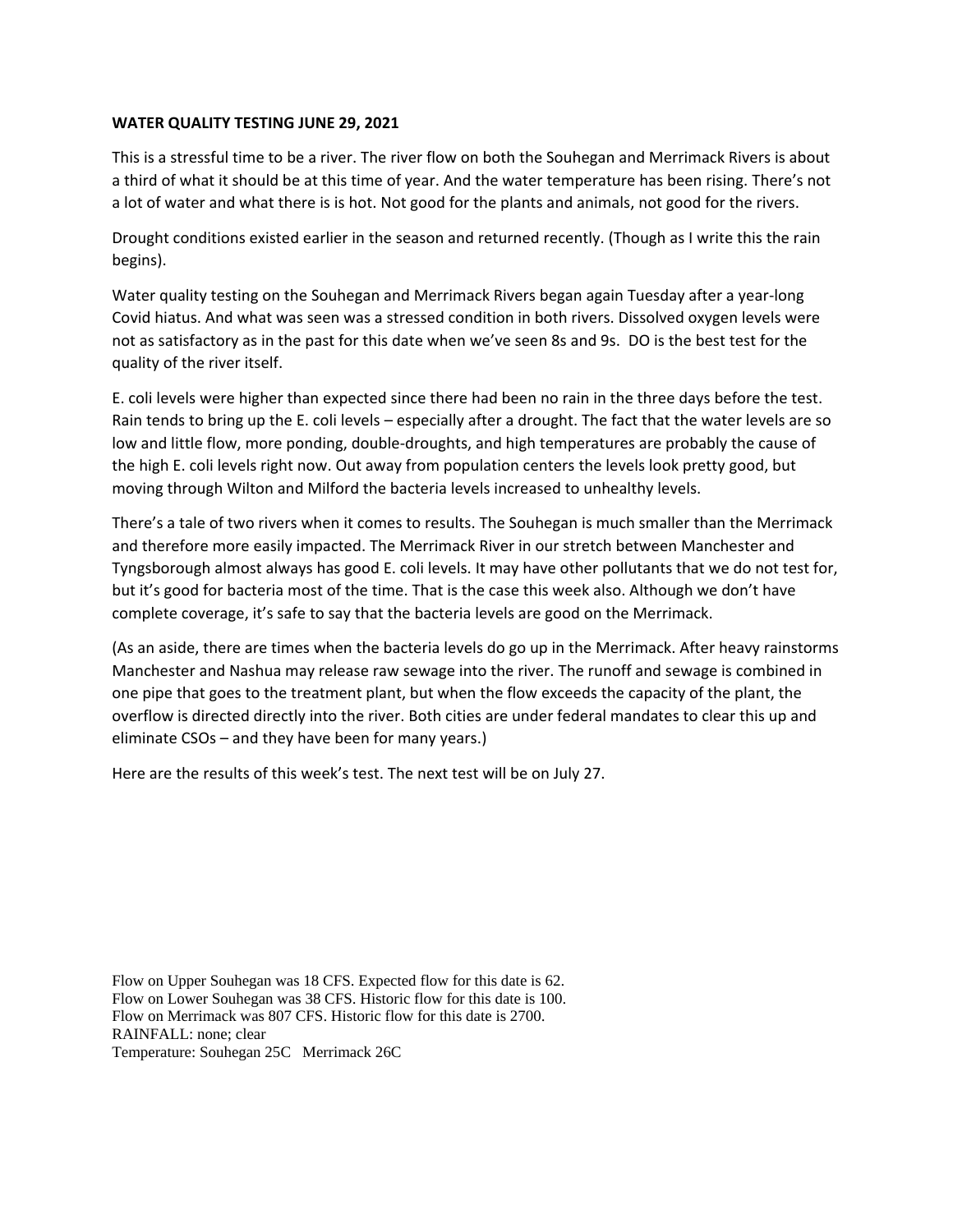**WATER QUALITY TESTING JUNE 29, 2021**

This is a stressful time to be a river. The river flow on both the Souhegan and Merrimack Rivers is about a third of what it should be at this time of year. And the water temperature has been rising. There's not a lot of water and what there is is hot. Not good for the plants and animals, not good for the rivers.

Drought conditions existed earlier in the season and returned recently. (Though as I write this the rain begins).

Water quality testing on the Souhegan and Merrimack Rivers began again Tuesday after a year-long Covid hiatus. And what was seen was a stressed condition in both rivers. Dissolved oxygen levels were not as satisfactory as in the past for this date when we've seen 8s and 9s. DO is the best test for the quality of the river itself.

E. coli levels were higher than expected since there had been no rain in the three days before the test. Rain tends to bring up the E. coli levels – especially after a drought. The fact that the water levels are so low and little flow, more ponding, double-droughts, and high temperatures are probably the cause of the high E. coli levels right now. Out away from population centers the levels look pretty good, but moving through Wilton and Milford the bacteria levels increased to unhealthy levels.

There's a tale of two rivers when it comes to results. The Souhegan is much smaller than the Merrimack and therefore more easily impacted. The Merrimack River in our stretch between Manchester and Tyngsborough almost always has good E. coli levels. It may have other pollutants that we do not test for, but it's good for bacteria most of the time. That is the case this week also. Although we don't have complete coverage, it's safe to say that the bacteria levels are good on the Merrimack.

(As an aside, there are times when the bacteria levels do go up in the Merrimack. After heavy rainstorms Manchester and Nashua may release raw sewage into the river. The runoff and sewage is combined in one pipe that goes to the treatment plant, but when the flow exceeds the capacity of the plant, the overflow is directed directly into the river. Both cities are under federal mandates to clear this up and eliminate CSOs – and they have been for many years.)

Here are the results of this week's test. The next test will be on July 27.

Flow on Upper Souhegan was 18 CFS. Expected flow for this date is 62.
Flow on Lower Souhegan was 38 CFS. Historic flow for this date is 100.
Flow on Merrimack was 807 CFS. Historic flow for this date is 2700.
RAINFALL: none; clear
Temperature: Souhegan 25C Merrimack 26C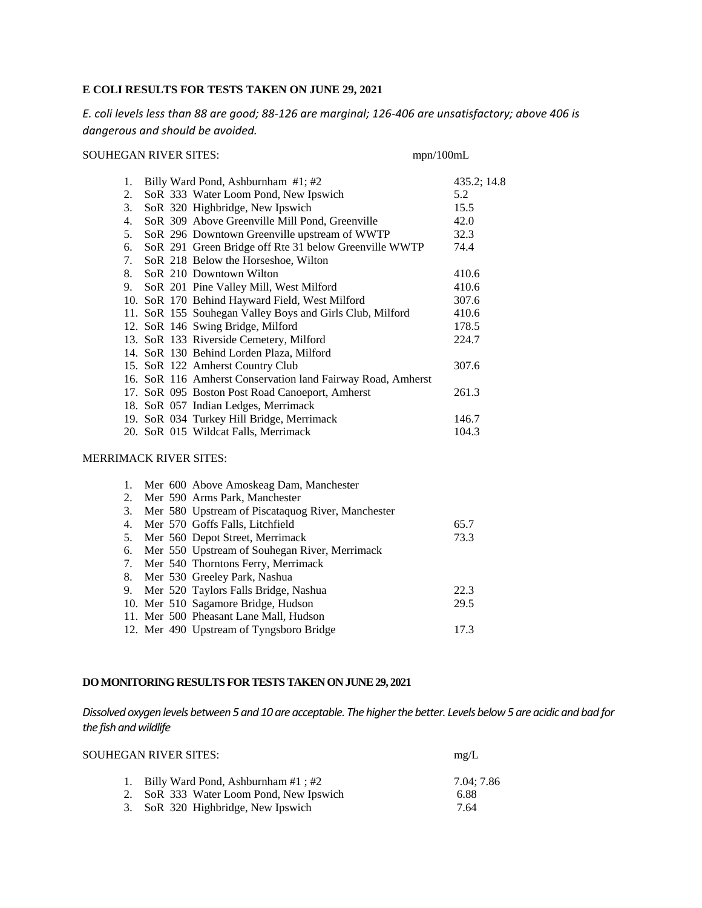**E COLI RESULTS FOR TESTS TAKEN ON JUNE 29, 2021**

*E. coli levels less than 88 are good; 88-126 are marginal; 126-406 are unsatisfactory; above 406 is dangerous and should be avoided.*

| SOUHEGAN RIVER SITES: | mpn/100mL |
|---|---|
| 1. Billy Ward Pond, Ashburnham #1; #2 | 435.2; 14.8 |
| 2. SoR 333 Water Loom Pond, New Ipswich | 5.2 |
| 3. SoR 320 Highbridge, New Ipswich | 15.5 |
| 4. SoR 309 Above Greenville Mill Pond, Greenville | 42.0 |
| 5. SoR 296 Downtown Greenville upstream of WWTP | 32.3 |
| 6. SoR 291 Green Bridge off Rte 31 below Greenville WWTP | 74.4 |
| 7. SoR 218 Below the Horseshoe, Wilton | |
| 8. SoR 210 Downtown Wilton | 410.6 |
| 9. SoR 201 Pine Valley Mill, West Milford | 410.6 |
| 10. SoR 170 Behind Hayward Field, West Milford | 307.6 |
| 11. SoR 155 Souhegan Valley Boys and Girls Club, Milford | 410.6 |
| 12. SoR 146 Swing Bridge, Milford | 178.5 |
| 13. SoR 133 Riverside Cemetery, Milford | 224.7 |
| 14. SoR 130 Behind Lorden Plaza, Milford | |
| 15. SoR 122 Amherst Country Club | 307.6 |
| 16. SoR 116 Amherst Conservation land Fairway Road, Amherst | |
| 17. SoR 095 Boston Post Road Canoeport, Amherst | 261.3 |
| 18. SoR 057 Indian Ledges, Merrimack | |
| 19. SoR 034 Turkey Hill Bridge, Merrimack | 146.7 |
| 20. SoR 015 Wildcat Falls, Merrimack | 104.3 |

| MERRIMACK RIVER SITES: | |
|---|---|
| 1. Mer 600 Above Amoskeag Dam, Manchester | |
| 2. Mer 590 Arms Park, Manchester | |
| 3. Mer 580 Upstream of Piscataquog River, Manchester | |
| 4. Mer 570 Goffs Falls, Litchfield | 65.7 |
| 5. Mer 560 Depot Street, Merrimack | 73.3 |
| 6. Mer 550 Upstream of Souhegan River, Merrimack | |
| 7. Mer 540 Thorntons Ferry, Merrimack | |
| 8. Mer 530 Greeley Park, Nashua | |
| 9. Mer 520 Taylors Falls Bridge, Nashua | 22.3 |
| 10. Mer 510 Sagamore Bridge, Hudson | 29.5 |
| 11. Mer 500 Pheasant Lane Mall, Hudson | |
| 12. Mer 490 Upstream of Tyngsboro Bridge | 17.3 |

**DO MONITORING RESULTS FOR TESTS TAKEN ON JUNE 29, 2021**

*Dissolved oxygen levels between 5 and 10 are acceptable. The higher the better. Levels below 5 are acidic and bad for the fish and wildlife*

| SOUHEGAN RIVER SITES: | mg/L |
|---|---|
| 1. Billy Ward Pond, Ashburnham #1 ; #2 | 7.04; 7.86 |
| 2. SoR 333 Water Loom Pond, New Ipswich | 6.88 |
| 3. SoR 320 Highbridge, New Ipswich | 7.64 |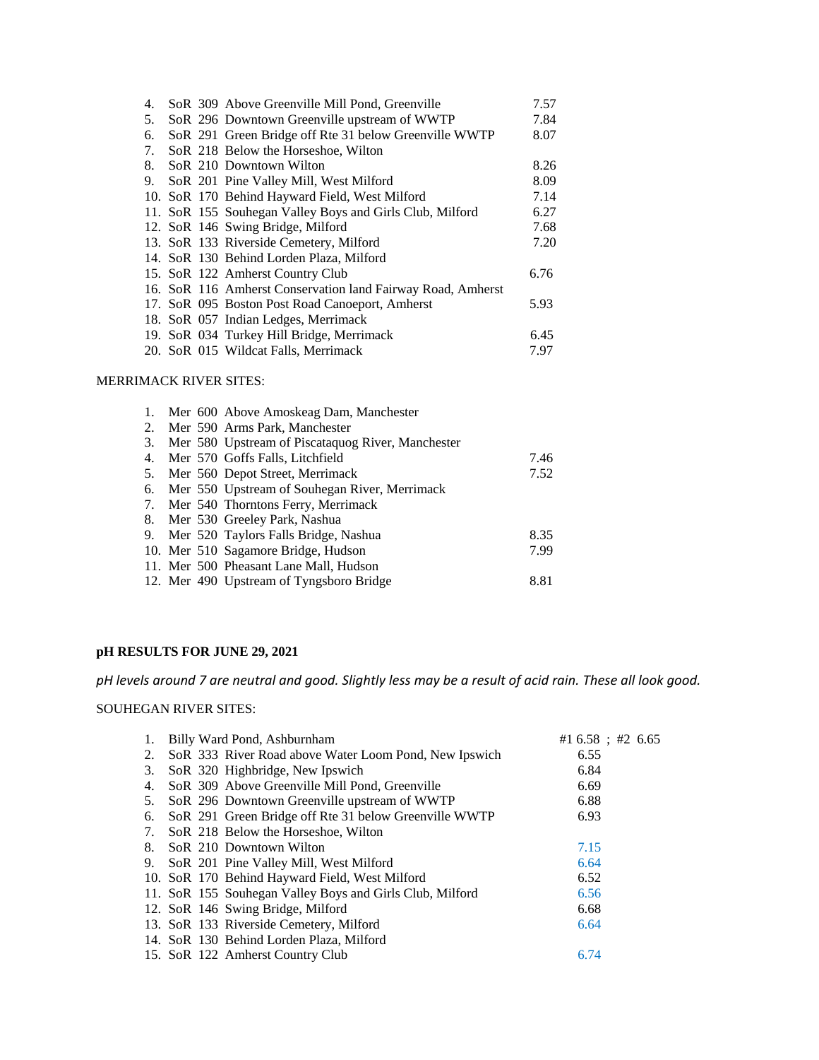| | | |
|---|---|---|
| 4. | SoR 309 Above Greenville Mill Pond, Greenville | 7.57 |
| 5. | SoR 296 Downtown Greenville upstream of WWTP | 7.84 |
| 6. | SoR 291 Green Bridge off Rte 31 below Greenville WWTP | 8.07 |
| 7. | SoR 218 Below the Horseshoe, Wilton | |
| 8. | SoR 210 Downtown Wilton | 8.26 |
| 9. | SoR 201 Pine Valley Mill, West Milford | 8.09 |
| 10. | SoR 170 Behind Hayward Field, West Milford | 7.14 |
| 11. | SoR 155 Souhegan Valley Boys and Girls Club, Milford | 6.27 |
| 12. | SoR 146 Swing Bridge, Milford | 7.68 |
| 13. | SoR 133 Riverside Cemetery, Milford | 7.20 |
| 14. | SoR 130 Behind Lorden Plaza, Milford | |
| 15. | SoR 122 Amherst Country Club | 6.76 |
| 16. | SoR 116 Amherst Conservation land Fairway Road, Amherst | |
| 17. | SoR 095 Boston Post Road Canoeport, Amherst | 5.93 |
| 18. | SoR 057 Indian Ledges, Merrimack | |
| 19. | SoR 034 Turkey Hill Bridge, Merrimack | 6.45 |
| 20. | SoR 015 Wildcat Falls, Merrimack | 7.97 |

MERRIMACK RIVER SITES:

| | | |
|---|---|---|
| 1. | Mer 600 Above Amoskeag Dam, Manchester | |
| 2. | Mer 590 Arms Park, Manchester | |
| 3. | Mer 580 Upstream of Piscataquog River, Manchester | |
| 4. | Mer 570 Goffs Falls, Litchfield | 7.46 |
| 5. | Mer 560 Depot Street, Merrimack | 7.52 |
| 6. | Mer 550 Upstream of Souhegan River, Merrimack | |
| 7. | Mer 540 Thorntons Ferry, Merrimack | |
| 8. | Mer 530 Greeley Park, Nashua | |
| 9. | Mer 520 Taylors Falls Bridge, Nashua | 8.35 |
| 10. | Mer 510 Sagamore Bridge, Hudson | 7.99 |
| 11. | Mer 500 Pheasant Lane Mall, Hudson | |
| 12. | Mer 490 Upstream of Tyngsboro Bridge | 8.81 |

**pH RESULTS FOR JUNE 29, 2021**

*pH levels around 7 are neutral and good. Slightly less may be a result of acid rain. These all look good.*

SOUHEGAN RIVER SITES:

| | | |
|---|---|---|
| 1. | Billy Ward Pond, Ashburnham | #1 6.58 ; #2 6.65 |
| 2. | SoR 333 River Road above Water Loom Pond, New Ipswich | 6.55 |
| 3. | SoR 320 Highbridge, New Ipswich | 6.84 |
| 4. | SoR 309 Above Greenville Mill Pond, Greenville | 6.69 |
| 5. | SoR 296 Downtown Greenville upstream of WWTP | 6.88 |
| 6. | SoR 291 Green Bridge off Rte 31 below Greenville WWTP | 6.93 |
| 7. | SoR 218 Below the Horseshoe, Wilton | |
| 8. | SoR 210 Downtown Wilton | 7.15 |
| 9. | SoR 201 Pine Valley Mill, West Milford | 6.64 |
| 10. | SoR 170 Behind Hayward Field, West Milford | 6.52 |
| 11. | SoR 155 Souhegan Valley Boys and Girls Club, Milford | 6.56 |
| 12. | SoR 146 Swing Bridge, Milford | 6.68 |
| 13. | SoR 133 Riverside Cemetery, Milford | 6.64 |
| 14. | SoR 130 Behind Lorden Plaza, Milford | |
| 15. | SoR 122 Amherst Country Club | 6.74 |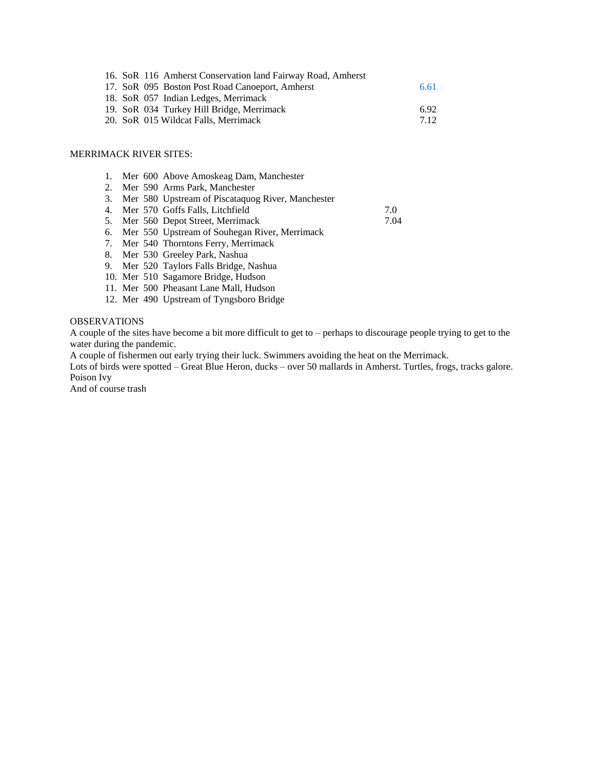16. SoR 116 Amherst Conservation land Fairway Road, Amherst
17. SoR 095 Boston Post Road Canoeport, Amherst 6.61
18. SoR 057 Indian Ledges, Merrimack
19. SoR 034 Turkey Hill Bridge, Merrimack 6.92
20. SoR 015 Wildcat Falls, Merrimack 7.12

MERRIMACK RIVER SITES:

1. Mer 600 Above Amoskeag Dam, Manchester
2. Mer 590 Arms Park, Manchester
3. Mer 580 Upstream of Piscataquog River, Manchester
4. Mer 570 Goffs Falls, Litchfield 7.0
5. Mer 560 Depot Street, Merrimack 7.04
6. Mer 550 Upstream of Souhegan River, Merrimack
7. Mer 540 Thorntons Ferry, Merrimack
8. Mer 530 Greeley Park, Nashua
9. Mer 520 Taylors Falls Bridge, Nashua
10. Mer 510 Sagamore Bridge, Hudson
11. Mer 500 Pheasant Lane Mall, Hudson
12. Mer 490 Upstream of Tyngsboro Bridge

OBSERVATIONS

A couple of the sites have become a bit more difficult to get to – perhaps to discourage people trying to get to the water during the pandemic.

A couple of fishermen out early trying their luck. Swimmers avoiding the heat on the Merrimack.

Lots of birds were spotted – Great Blue Heron, ducks – over 50 mallards in Amherst. Turtles, frogs, tracks galore.

Poison Ivy

And of course trash